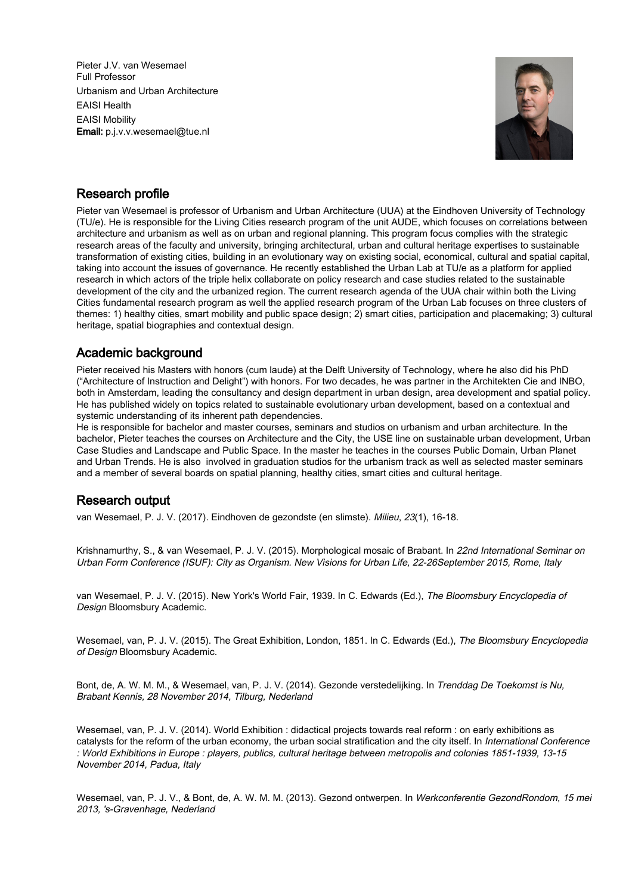Pieter J.V. van Wesemael
Full Professor
Urbanism and Urban Architecture
EAISI Health
EAISI Mobility
**Email:** p.j.v.v.wesemael@tue.nl

## Research profile

Pieter van Wesemael is professor of Urbanism and Urban Architecture (UUA) at the Eindhoven University of Technology (TU/e). He is responsible for the Living Cities research program of the unit AUDE, which focuses on correlations between architecture and urbanism as well as on urban and regional planning. This program focus complies with the strategic research areas of the faculty and university, bringing architectural, urban and cultural heritage expertises to sustainable transformation of existing cities, building in an evolutionary way on existing social, economical, cultural and spatial capital, taking into account the issues of governance. He recently established the Urban Lab at TU/e as a platform for applied research in which actors of the triple helix collaborate on policy research and case studies related to the sustainable development of the city and the urbanized region. The current research agenda of the UUA chair within both the Living Cities fundamental research program as well the applied research program of the Urban Lab focuses on three clusters of themes: 1) healthy cities, smart mobility and public space design; 2) smart cities, participation and placemaking; 3) cultural heritage, spatial biographies and contextual design.

## Academic background

Pieter received his Masters with honors (cum laude) at the Delft University of Technology, where he also did his PhD ("Architecture of Instruction and Delight") with honors. For two decades, he was partner in the Architekten Cie and INBO, both in Amsterdam, leading the consultancy and design department in urban design, area development and spatial policy. He has published widely on topics related to sustainable evolutionary urban development, based on a contextual and systemic understanding of its inherent path dependencies.
He is responsible for bachelor and master courses, seminars and studios on urbanism and urban architecture. In the bachelor, Pieter teaches the courses on Architecture and the City, the USE line on sustainable urban development, Urban Case Studies and Landscape and Public Space. In the master he teaches in the courses Public Domain, Urban Planet and Urban Trends. He is also involved in graduation studios for the urbanism track as well as selected master seminars and a member of several boards on spatial planning, healthy cities, smart cities and cultural heritage.

## Research output

van Wesemael, P. J. V. (2017). Eindhoven de gezondste (en slimste). *Milieu*, *23*(1), 16-18.

Krishnamurthy, S., & van Wesemael, P. J. V. (2015). Morphological mosaic of Brabant. In *22nd International Seminar on Urban Form Conference (ISUF): City as Organism. New Visions for Urban Life, 22-26September 2015, Rome, Italy*

van Wesemael, P. J. V. (2015). New York's World Fair, 1939. In C. Edwards (Ed.), *The Bloomsbury Encyclopedia of Design* Bloomsbury Academic.

Wesemael, van, P. J. V. (2015). The Great Exhibition, London, 1851. In C. Edwards (Ed.), *The Bloomsbury Encyclopedia of Design* Bloomsbury Academic.

Bont, de, A. W. M. M., & Wesemael, van, P. J. V. (2014). Gezonde verstedelijking. In *Trenddag De Toekomst is Nu, Brabant Kennis, 28 November 2014, Tilburg, Nederland*

Wesemael, van, P. J. V. (2014). World Exhibition : didactical projects towards real reform : on early exhibitions as catalysts for the reform of the urban economy, the urban social stratification and the city itself. In *International Conference : World Exhibitions in Europe : players, publics, cultural heritage between metropolis and colonies 1851-1939, 13-15 November 2014, Padua, Italy*

Wesemael, van, P. J. V., & Bont, de, A. W. M. M. (2013). Gezond ontwerpen. In *Werkconferentie GezondRondom, 15 mei 2013, 's-Gravenhage, Nederland*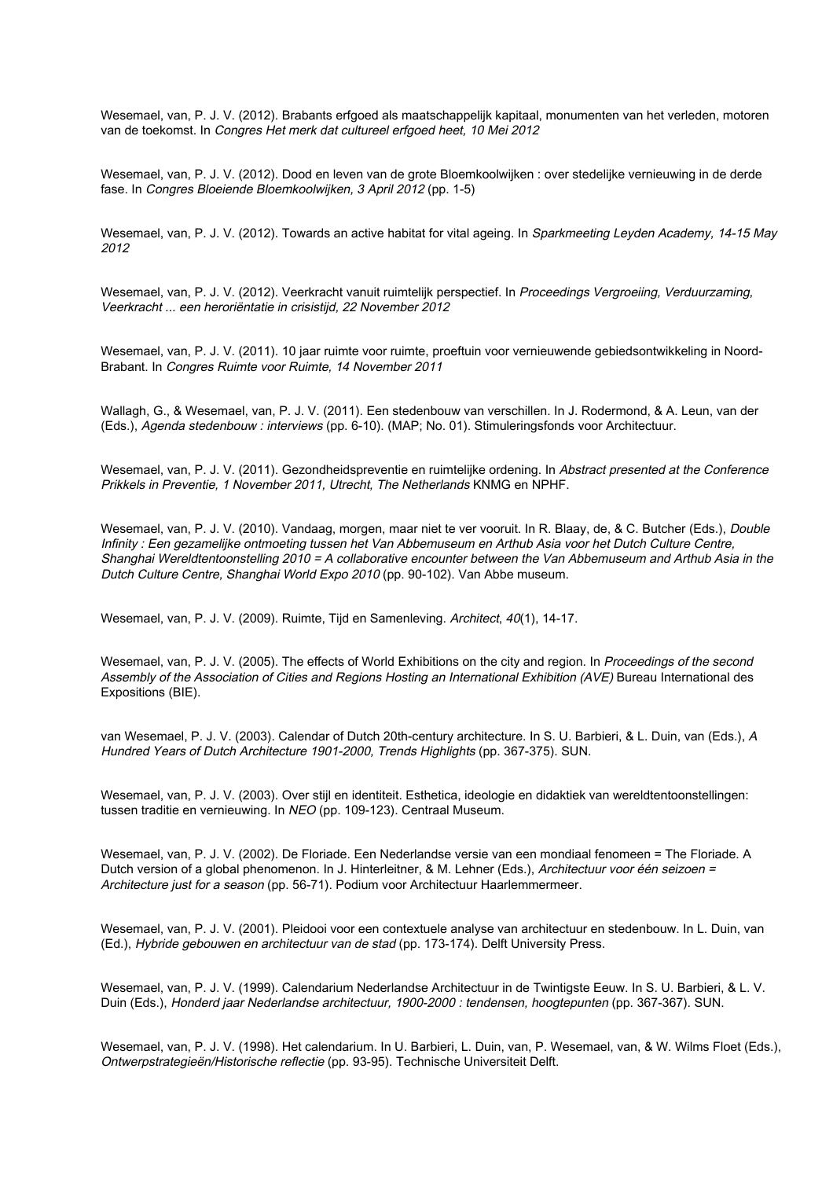Wesemael, van, P. J. V. (2012). Brabants erfgoed als maatschappelijk kapitaal, monumenten van het verleden, motoren van de toekomst. In *Congres Het merk dat cultureel erfgoed heet, 10 Mei 2012*

Wesemael, van, P. J. V. (2012). Dood en leven van de grote Bloemkoolwijken : over stedelijke vernieuwing in de derde fase. In *Congres Bloeiende Bloemkoolwijken, 3 April 2012* (pp. 1-5)

Wesemael, van, P. J. V. (2012). Towards an active habitat for vital ageing. In *Sparkmeeting Leyden Academy, 14-15 May 2012*

Wesemael, van, P. J. V. (2012). Veerkracht vanuit ruimtelijk perspectief. In *Proceedings Vergroeiing, Verduurzaming, Veerkracht ... een heroriëntatie in crisistijd, 22 November 2012*

Wesemael, van, P. J. V. (2011). 10 jaar ruimte voor ruimte, proeftuin voor vernieuwende gebiedsontwikkeling in Noord-Brabant. In *Congres Ruimte voor Ruimte, 14 November 2011*

Wallagh, G., & Wesemael, van, P. J. V. (2011). Een stedenbouw van verschillen. In J. Rodermond, & A. Leun, van der (Eds.), *Agenda stedenbouw : interviews* (pp. 6-10). (MAP; No. 01). Stimuleringsfonds voor Architectuur.

Wesemael, van, P. J. V. (2011). Gezondheidspreventie en ruimtelijke ordening. In *Abstract presented at the Conference Prikkels in Preventie, 1 November 2011, Utrecht, The Netherlands* KNMG en NPHF.

Wesemael, van, P. J. V. (2010). Vandaag, morgen, maar niet te ver vooruit. In R. Blaay, de, & C. Butcher (Eds.), *Double Infinity : Een gezamelijke ontmoeting tussen het Van Abbemuseum en Arthub Asia voor het Dutch Culture Centre, Shanghai Wereldtentoonstelling 2010 = A collaborative encounter between the Van Abbemuseum and Arthub Asia in the Dutch Culture Centre, Shanghai World Expo 2010* (pp. 90-102). Van Abbe museum.

Wesemael, van, P. J. V. (2009). Ruimte, Tijd en Samenleving. *Architect*, *40*(1), 14-17.

Wesemael, van, P. J. V. (2005). The effects of World Exhibitions on the city and region. In *Proceedings of the second Assembly of the Association of Cities and Regions Hosting an International Exhibition (AVE)* Bureau International des Expositions (BIE).

van Wesemael, P. J. V. (2003). Calendar of Dutch 20th-century architecture. In S. U. Barbieri, & L. Duin, van (Eds.), *A Hundred Years of Dutch Architecture 1901-2000, Trends Highlights* (pp. 367-375). SUN.

Wesemael, van, P. J. V. (2003). Over stijl en identiteit. Esthetica, ideologie en didaktiek van wereldtentoonstellingen: tussen traditie en vernieuwing. In *NEO* (pp. 109-123). Centraal Museum.

Wesemael, van, P. J. V. (2002). De Floriade. Een Nederlandse versie van een mondiaal fenomeen = The Floriade. A Dutch version of a global phenomenon. In J. Hinterleitner, & M. Lehner (Eds.), *Architectuur voor één seizoen = Architecture just for a season* (pp. 56-71). Podium voor Architectuur Haarlemmermeer.

Wesemael, van, P. J. V. (2001). Pleidooi voor een contextuele analyse van architectuur en stedenbouw. In L. Duin, van (Ed.), *Hybride gebouwen en architectuur van de stad* (pp. 173-174). Delft University Press.

Wesemael, van, P. J. V. (1999). Calendarium Nederlandse Architectuur in de Twintigste Eeuw. In S. U. Barbieri, & L. V. Duin (Eds.), *Honderd jaar Nederlandse architectuur, 1900-2000 : tendensen, hoogtepunten* (pp. 367-367). SUN.

Wesemael, van, P. J. V. (1998). Het calendarium. In U. Barbieri, L. Duin, van, P. Wesemael, van, & W. Wilms Floet (Eds.), *Ontwerpstrategieën/Historische reflectie* (pp. 93-95). Technische Universiteit Delft.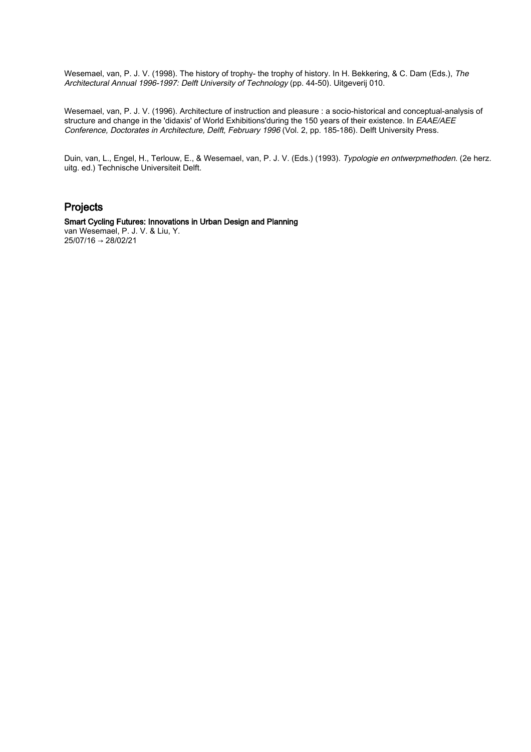Wesemael, van, P. J. V. (1998). The history of trophy- the trophy of history. In H. Bekkering, & C. Dam (Eds.), *The Architectural Annual 1996-1997: Delft University of Technology* (pp. 44-50). Uitgeverij 010.

Wesemael, van, P. J. V. (1996). Architecture of instruction and pleasure : a socio-historical and conceptual-analysis of structure and change in the 'didaxis' of World Exhibitions'during the 150 years of their existence. In *EAAE/AEE Conference, Doctorates in Architecture, Delft, February 1996* (Vol. 2, pp. 185-186). Delft University Press.

Duin, van, L., Engel, H., Terlouw, E., & Wesemael, van, P. J. V. (Eds.) (1993). *Typologie en ontwerpmethoden*. (2e herz. uitg. ed.) Technische Universiteit Delft.

## Projects

**Smart Cycling Futures: Innovations in Urban Design and Planning**
van Wesemael, P. J. V. & Liu, Y.
25/07/16 → 28/02/21